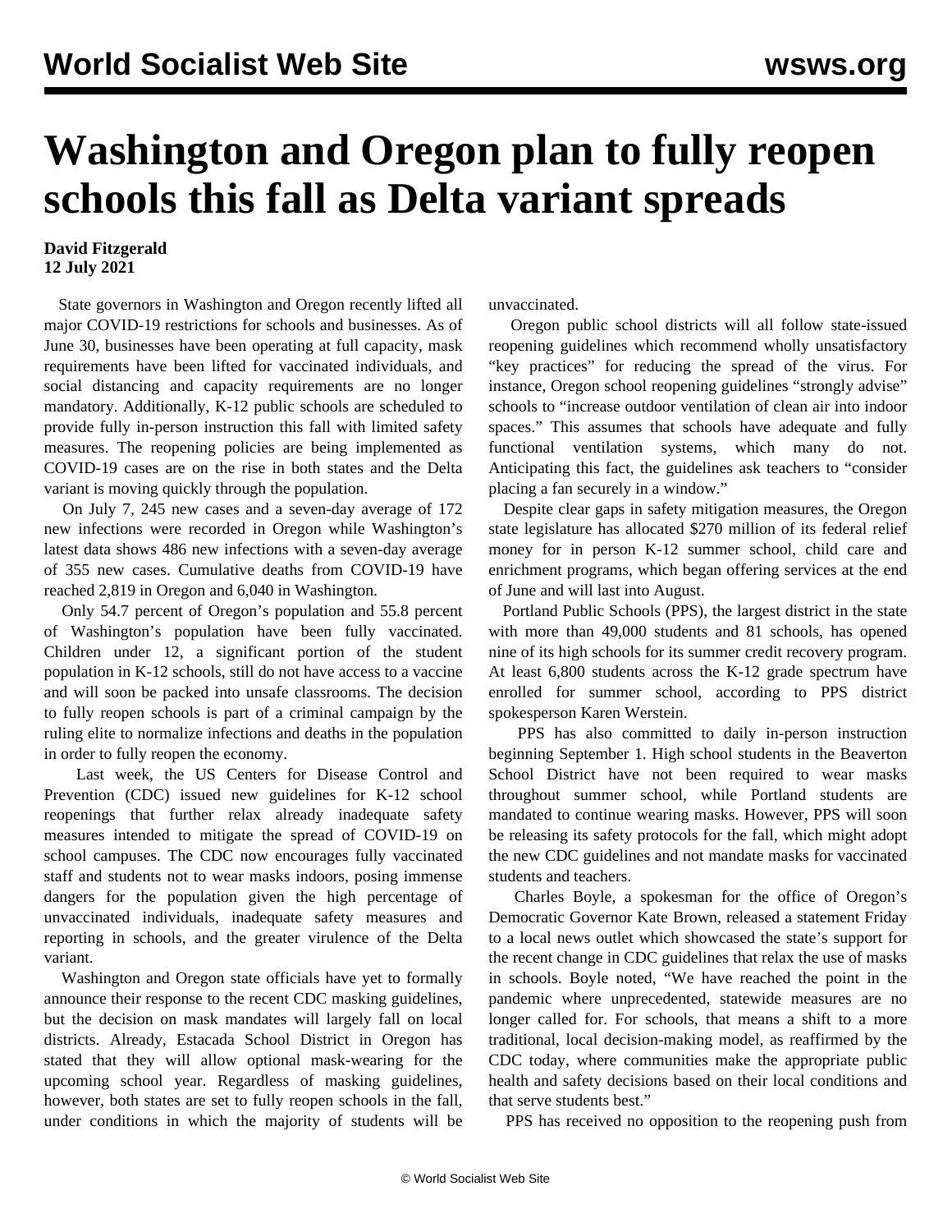# Washington and Oregon plan to fully reopen schools this fall as Delta variant spreads

**David Fitzgerald**
**12 July 2021**

State governors in Washington and Oregon recently lifted all major COVID-19 restrictions for schools and businesses. As of June 30, businesses have been operating at full capacity, mask requirements have been lifted for vaccinated individuals, and social distancing and capacity requirements are no longer mandatory. Additionally, K-12 public schools are scheduled to provide fully in-person instruction this fall with limited safety measures. The reopening policies are being implemented as COVID-19 cases are on the rise in both states and the Delta variant is moving quickly through the population.

On July 7, 245 new cases and a seven-day average of 172 new infections were recorded in Oregon while Washington's latest data shows 486 new infections with a seven-day average of 355 new cases. Cumulative deaths from COVID-19 have reached 2,819 in Oregon and 6,040 in Washington.

Only 54.7 percent of Oregon's population and 55.8 percent of Washington's population have been fully vaccinated. Children under 12, a significant portion of the student population in K-12 schools, still do not have access to a vaccine and will soon be packed into unsafe classrooms. The decision to fully reopen schools is part of a criminal campaign by the ruling elite to normalize infections and deaths in the population in order to fully reopen the economy.

Last week, the US Centers for Disease Control and Prevention (CDC) issued new guidelines for K-12 school reopenings that further relax already inadequate safety measures intended to mitigate the spread of COVID-19 on school campuses. The CDC now encourages fully vaccinated staff and students not to wear masks indoors, posing immense dangers for the population given the high percentage of unvaccinated individuals, inadequate safety measures and reporting in schools, and the greater virulence of the Delta variant.

Washington and Oregon state officials have yet to formally announce their response to the recent CDC masking guidelines, but the decision on mask mandates will largely fall on local districts. Already, Estacada School District in Oregon has stated that they will allow optional mask-wearing for the upcoming school year. Regardless of masking guidelines, however, both states are set to fully reopen schools in the fall, under conditions in which the majority of students will be unvaccinated.

Oregon public school districts will all follow state-issued reopening guidelines which recommend wholly unsatisfactory "key practices" for reducing the spread of the virus. For instance, Oregon school reopening guidelines "strongly advise" schools to "increase outdoor ventilation of clean air into indoor spaces." This assumes that schools have adequate and fully functional ventilation systems, which many do not. Anticipating this fact, the guidelines ask teachers to "consider placing a fan securely in a window."

Despite clear gaps in safety mitigation measures, the Oregon state legislature has allocated $270 million of its federal relief money for in person K-12 summer school, child care and enrichment programs, which began offering services at the end of June and will last into August.

Portland Public Schools (PPS), the largest district in the state with more than 49,000 students and 81 schools, has opened nine of its high schools for its summer credit recovery program. At least 6,800 students across the K-12 grade spectrum have enrolled for summer school, according to PPS district spokesperson Karen Werstein.

PPS has also committed to daily in-person instruction beginning September 1. High school students in the Beaverton School District have not been required to wear masks throughout summer school, while Portland students are mandated to continue wearing masks. However, PPS will soon be releasing its safety protocols for the fall, which might adopt the new CDC guidelines and not mandate masks for vaccinated students and teachers.

Charles Boyle, a spokesman for the office of Oregon's Democratic Governor Kate Brown, released a statement Friday to a local news outlet which showcased the state's support for the recent change in CDC guidelines that relax the use of masks in schools. Boyle noted, "We have reached the point in the pandemic where unprecedented, statewide measures are no longer called for. For schools, that means a shift to a more traditional, local decision-making model, as reaffirmed by the CDC today, where communities make the appropriate public health and safety decisions based on their local conditions and that serve students best."

PPS has received no opposition to the reopening push from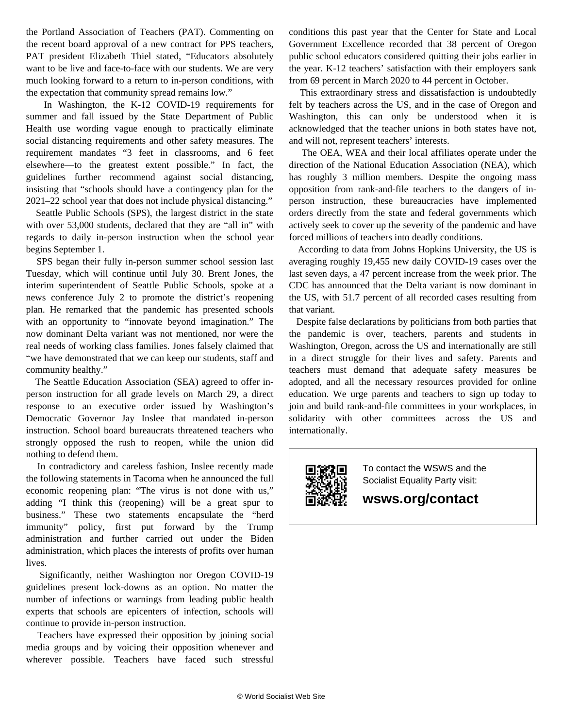the Portland Association of Teachers (PAT). Commenting on the recent board approval of a new contract for PPS teachers, PAT president Elizabeth Thiel stated, "Educators absolutely want to be live and face-to-face with our students. We are very much looking forward to a return to in-person conditions, with the expectation that community spread remains low."

In Washington, the K-12 COVID-19 requirements for summer and fall issued by the State Department of Public Health use wording vague enough to practically eliminate social distancing requirements and other safety measures. The requirement mandates "3 feet in classrooms, and 6 feet elsewhere—to the greatest extent possible." In fact, the guidelines further recommend against social distancing, insisting that "schools should have a contingency plan for the 2021–22 school year that does not include physical distancing."

Seattle Public Schools (SPS), the largest district in the state with over 53,000 students, declared that they are "all in" with regards to daily in-person instruction when the school year begins September 1.

SPS began their fully in-person summer school session last Tuesday, which will continue until July 30. Brent Jones, the interim superintendent of Seattle Public Schools, spoke at a news conference July 2 to promote the district's reopening plan. He remarked that the pandemic has presented schools with an opportunity to "innovate beyond imagination." The now dominant Delta variant was not mentioned, nor were the real needs of working class families. Jones falsely claimed that "we have demonstrated that we can keep our students, staff and community healthy."

The Seattle Education Association (SEA) agreed to offer in-person instruction for all grade levels on March 29, a direct response to an executive order issued by Washington's Democratic Governor Jay Inslee that mandated in-person instruction. School board bureaucrats threatened teachers who strongly opposed the rush to reopen, while the union did nothing to defend them.

In contradictory and careless fashion, Inslee recently made the following statements in Tacoma when he announced the full economic reopening plan: "The virus is not done with us," adding "I think this (reopening) will be a great spur to business." These two statements encapsulate the "herd immunity" policy, first put forward by the Trump administration and further carried out under the Biden administration, which places the interests of profits over human lives.

Significantly, neither Washington nor Oregon COVID-19 guidelines present lock-downs as an option. No matter the number of infections or warnings from leading public health experts that schools are epicenters of infection, schools will continue to provide in-person instruction.

Teachers have expressed their opposition by joining social media groups and by voicing their opposition whenever and wherever possible. Teachers have faced such stressful conditions this past year that the Center for State and Local Government Excellence recorded that 38 percent of Oregon public school educators considered quitting their jobs earlier in the year. K-12 teachers' satisfaction with their employers sank from 69 percent in March 2020 to 44 percent in October.

This extraordinary stress and dissatisfaction is undoubtedly felt by teachers across the US, and in the case of Oregon and Washington, this can only be understood when it is acknowledged that the teacher unions in both states have not, and will not, represent teachers' interests.

The OEA, WEA and their local affiliates operate under the direction of the National Education Association (NEA), which has roughly 3 million members. Despite the ongoing mass opposition from rank-and-file teachers to the dangers of in-person instruction, these bureaucracies have implemented orders directly from the state and federal governments which actively seek to cover up the severity of the pandemic and have forced millions of teachers into deadly conditions.

According to data from Johns Hopkins University, the US is averaging roughly 19,455 new daily COVID-19 cases over the last seven days, a 47 percent increase from the week prior. The CDC has announced that the Delta variant is now dominant in the US, with 51.7 percent of all recorded cases resulting from that variant.

Despite false declarations by politicians from both parties that the pandemic is over, teachers, parents and students in Washington, Oregon, across the US and internationally are still in a direct struggle for their lives and safety. Parents and teachers must demand that adequate safety measures be adopted, and all the necessary resources provided for online education. We urge parents and teachers to sign up today to join and build rank-and-file committees in your workplaces, in solidarity with other committees across the US and internationally.

To contact the WSWS and the Socialist Equality Party visit:

**wsws.org/contact**